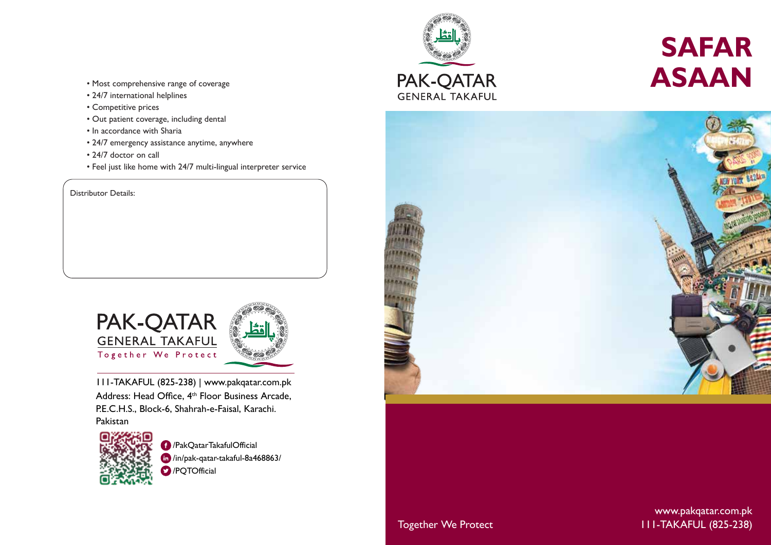# SAFAR ASAAN

PAK-QATAR
GENERAL TAKAFUL

- Most comprehensive range of coverage
- 24/7 international helplines
- Competitive prices
- Out patient coverage, including dental
- In accordance with Sharia
- 24/7 emergency assistance anytime, anywhere
- 24/7 doctor on call
- Feel just like home with 24/7 multi-lingual interpreter service

Distributor Details:

PAK-QATAR
GENERAL TAKAFUL
Together We Protect

111-TAKAFUL (825-238) | www.pakqatar.com.pk
Address: Head Office, 4th Floor Business Arcade, P.E.C.H.S., Block-6, Shahrah-e-Faisal, Karachi. Pakistan

/PakQatarTakafulOfficial
/in/pak-qatar-takaful-8a468863/
/PQTOfficial

Together We Protect

www.pakqatar.com.pk
111-TAKAFUL (825-238)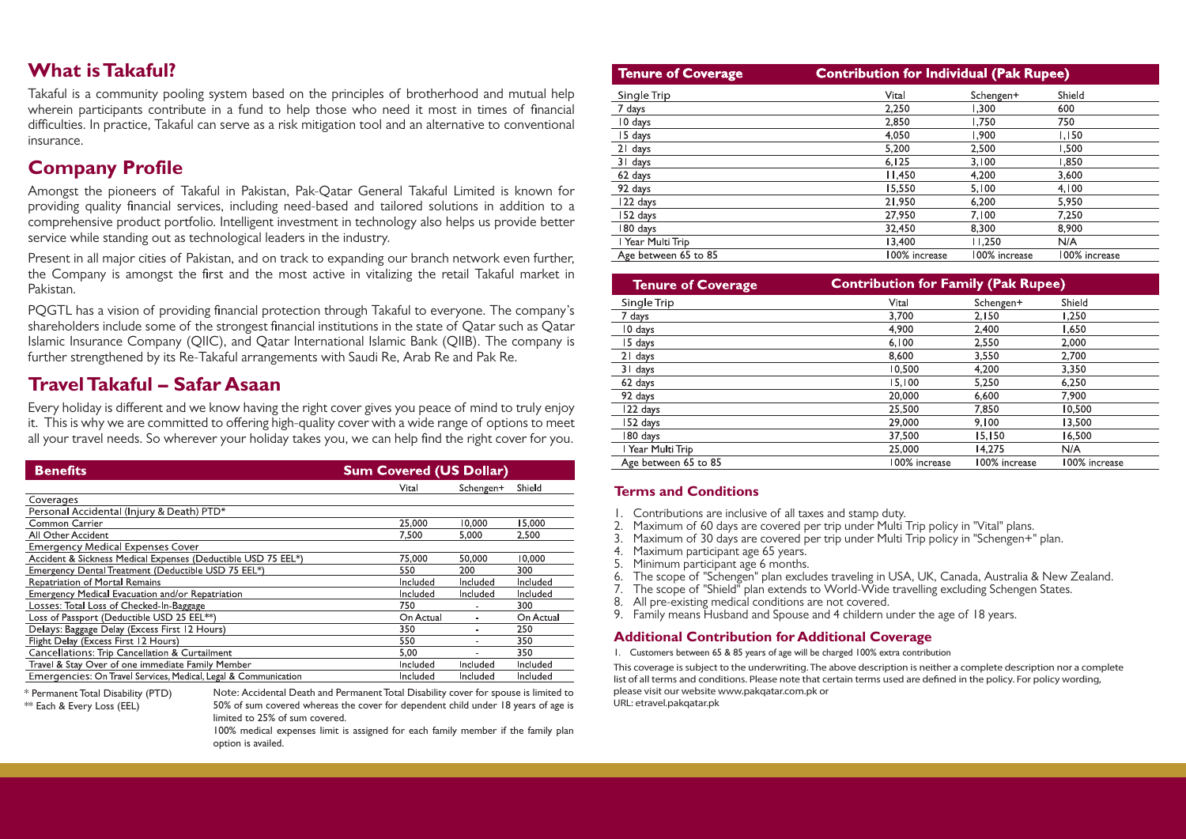## What is Takaful?

Takaful is a community pooling system based on the principles of brotherhood and mutual help wherein participants contribute in a fund to help those who need it most in times of financial difficulties. In practice, Takaful can serve as a risk mitigation tool and an alternative to conventional insurance.

## Company Profile

Amongst the pioneers of Takaful in Pakistan, Pak-Qatar General Takaful Limited is known for providing quality financial services, including need-based and tailored solutions in addition to a comprehensive product portfolio. Intelligent investment in technology also helps us provide better service while standing out as technological leaders in the industry.

Present in all major cities of Pakistan, and on track to expanding our branch network even further, the Company is amongst the first and the most active in vitalizing the retail Takaful market in Pakistan.

PQGTL has a vision of providing financial protection through Takaful to everyone. The company's shareholders include some of the strongest financial institutions in the state of Qatar such as Qatar Islamic Insurance Company (QIIC), and Qatar International Islamic Bank (QIIB). The company is further strengthened by its Re-Takaful arrangements with Saudi Re, Arab Re and Pak Re.

## Travel Takaful – Safar Asaan

Every holiday is different and we know having the right cover gives you peace of mind to truly enjoy it. This is why we are committed to offering high-quality cover with a wide range of options to meet all your travel needs. So wherever your holiday takes you, we can help find the right cover for you.

| Benefits | Sum Covered (US Dollar) | | |
|---|---|---|---|
| | Vital | Schengen+ | Shield |
| Coverages | | | |
| Personal Accidental (Injury & Death) PTD* | | | |
| Common Carrier | 25,000 | 10,000 | 15,000 |
| All Other Accident | 7,500 | 5,000 | 2,500 |
| Emergency Medical Expenses Cover | | | |
| Accident & Sickness Medical Expenses (Deductible USD 75 EEL*) | 75,000 | 50,000 | 10,000 |
| Emergency Dental Treatment (Deductible USD 75 EEL*) | 550 | 200 | 300 |
| Repatriation of Mortal Remains | Included | Included | Included |
| Emergency Medical Evacuation and/or Repatriation | Included | Included | Included |
| Losses: Total Loss of Checked-In-Baggage | 750 | - | 300 |
| Loss of Passport (Deductible USD 25 EEL**) | On Actual | - | On Actual |
| Delays: Baggage Delay (Excess First 12 Hours) | 350 | - | 250 |
| Flight Delay (Excess First 12 Hours) | 550 | - | 350 |
| Cancellations: Trip Cancellation & Curtailment | 5,00 | - | 350 |
| Travel & Stay Over of one immediate Family Member | Included | Included | Included |
| Emergencies: On Travel Services, Medical, Legal & Communication | Included | Included | Included |

\* Permanent Total Disability (PTD)
\*\* Each & Every Loss (EEL)

Note: Accidental Death and Permanent Total Disability cover for spouse is limited to 50% of sum covered whereas the cover for dependent child under 18 years of age is limited to 25% of sum covered.

100% medical expenses limit is assigned for each family member if the family plan option is availed.

| Tenure of Coverage | Contribution for Individual (Pak Rupee) | | |
|---|---|---|---|
| Single Trip | Vital | Schengen+ | Shield |
| 7 days | 2,250 | 1,300 | 600 |
| 10 days | 2,850 | 1,750 | 750 |
| 15 days | 4,050 | 1,900 | 1,150 |
| 21 days | 5,200 | 2,500 | 1,500 |
| 31 days | 6,125 | 3,100 | 1,850 |
| 62 days | 11,450 | 4,200 | 3,600 |
| 92 days | 15,550 | 5,100 | 4,100 |
| 122 days | 21,950 | 6,200 | 5,950 |
| 152 days | 27,950 | 7,100 | 7,250 |
| 180 days | 32,450 | 8,300 | 8,900 |
| 1 Year Multi Trip | 13,400 | 11,250 | N/A |
| Age between 65 to 85 | 100% increase | 100% increase | 100% increase |

| Tenure of Coverage | Contribution for Family (Pak Rupee) | | |
|---|---|---|---|
| Single Trip | Vital | Schengen+ | Shield |
| 7 days | 3,700 | 2,150 | 1,250 |
| 10 days | 4,900 | 2,400 | 1,650 |
| 15 days | 6,100 | 2,550 | 2,000 |
| 21 days | 8,600 | 3,550 | 2,700 |
| 31 days | 10,500 | 4,200 | 3,350 |
| 62 days | 15,100 | 5,250 | 6,250 |
| 92 days | 20,000 | 6,600 | 7,900 |
| 122 days | 25,500 | 7,850 | 10,500 |
| 152 days | 29,000 | 9,100 | 13,500 |
| 180 days | 37,500 | 15,150 | 16,500 |
| 1 Year Multi Trip | 25,000 | 14,275 | N/A |
| Age between 65 to 85 | 100% increase | 100% increase | 100% increase |

### Terms and Conditions

1. Contributions are inclusive of all taxes and stamp duty.
2. Maximum of 60 days are covered per trip under Multi Trip policy in "Vital" plans.
3. Maximum of 30 days are covered per trip under Multi Trip policy in "Schengen+" plan.
4. Maximum participant age 65 years.
5. Minimum participant age 6 months.
6. The scope of "Schengen" plan excludes traveling in USA, UK, Canada, Australia & New Zealand.
7. The scope of "Shield" plan extends to World-Wide travelling excluding Schengen States.
8. All pre-existing medical conditions are not covered.
9. Family means Husband and Spouse and 4 childern under the age of 18 years.

### Additional Contribution for Additional Coverage

1. Customers between 65 & 85 years of age will be charged 100% extra contribution

This coverage is subject to the underwriting. The above description is neither a complete description nor a complete list of all terms and conditions. Please note that certain terms used are defined in the policy. For policy wording, please visit our website www.pakqatar.com.pk or
URL: etravel.pakqatar.pk